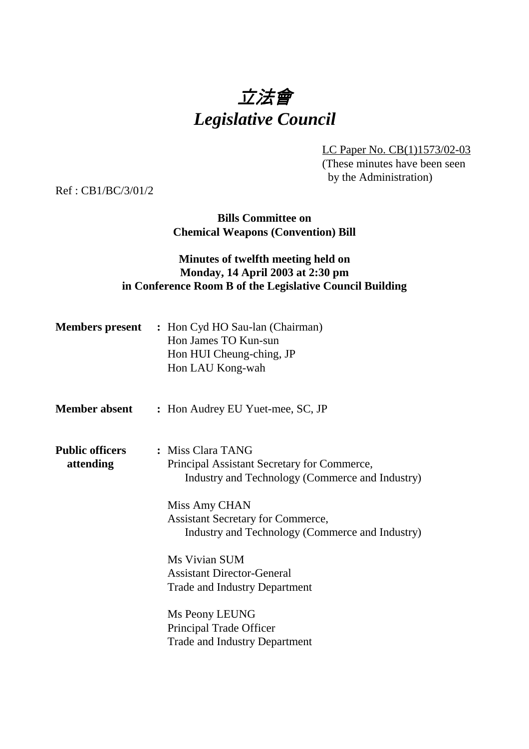# *立法會*
# *Legislative Council*

LC Paper No. CB(1)1573/02-03
(These minutes have been seen by the Administration)

Ref : CB1/BC/3/01/2

**Bills Committee on**
**Chemical Weapons (Convention) Bill**

**Minutes of twelfth meeting held on**
**Monday, 14 April 2003 at 2:30 pm**
**in Conference Room B of the Legislative Council Building**

**Members present** : Hon Cyd HO Sau-lan (Chairman)
Hon James TO Kun-sun
Hon HUI Cheung-ching, JP
Hon LAU Kong-wah

**Member absent** : Hon Audrey EU Yuet-mee, SC, JP

**Public officers attending** : Miss Clara TANG
Principal Assistant Secretary for Commerce, Industry and Technology (Commerce and Industry)

Miss Amy CHAN
Assistant Secretary for Commerce, Industry and Technology (Commerce and Industry)

Ms Vivian SUM
Assistant Director-General
Trade and Industry Department

Ms Peony LEUNG
Principal Trade Officer
Trade and Industry Department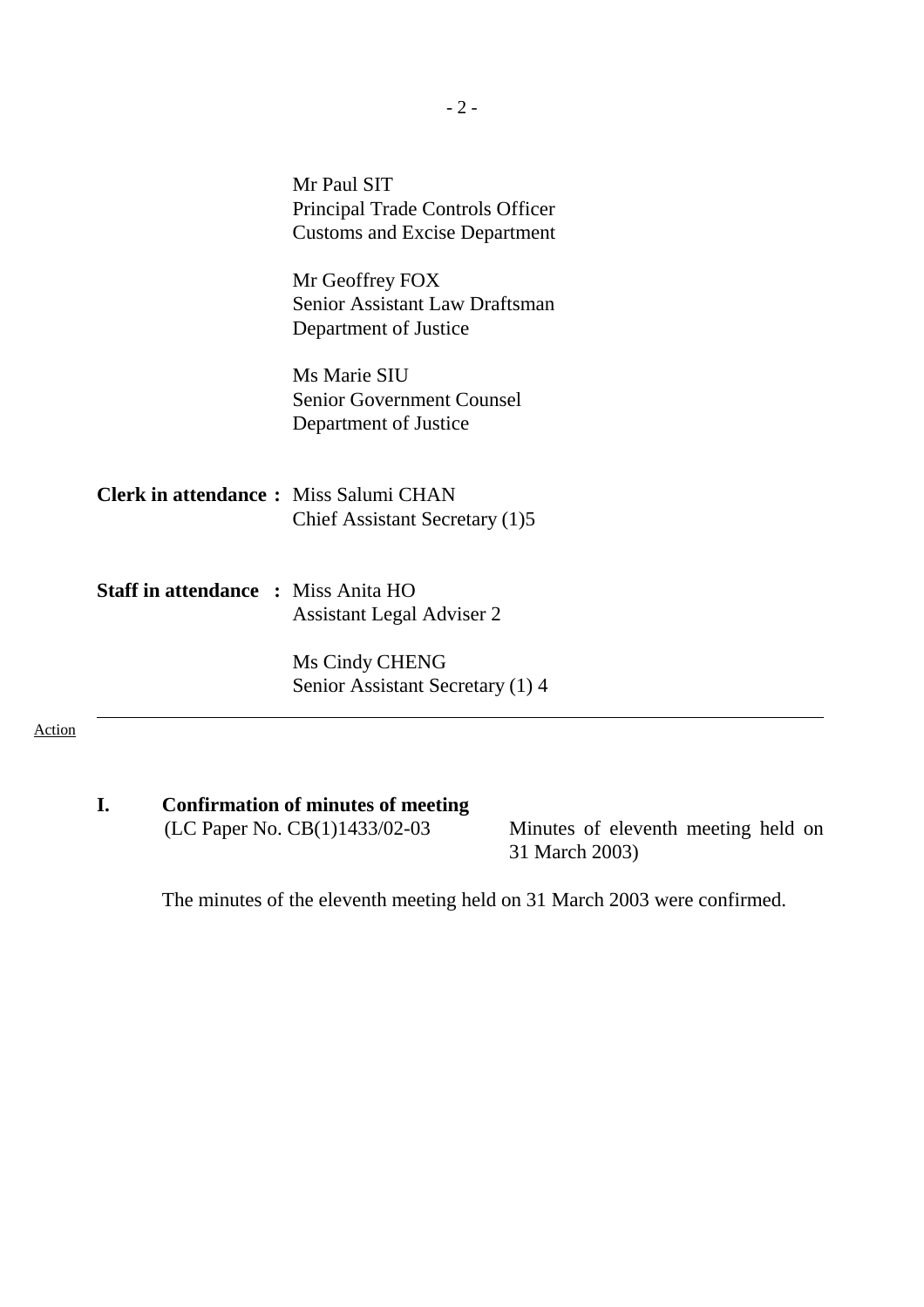Mr Paul SIT
Principal Trade Controls Officer
Customs and Excise Department

Mr Geoffrey FOX
Senior Assistant Law Draftsman
Department of Justice

Ms Marie SIU
Senior Government Counsel
Department of Justice

**Clerk in attendance :** Miss Salumi CHAN
Chief Assistant Secretary (1)5

**Staff in attendance :** Miss Anita HO
Assistant Legal Adviser 2

Ms Cindy CHENG
Senior Assistant Secretary (1) 4

---

Action

**I. Confirmation of minutes of meeting**
(LC Paper No. CB(1)1433/02-03 — Minutes of eleventh meeting held on 31 March 2003)

The minutes of the eleventh meeting held on 31 March 2003 were confirmed.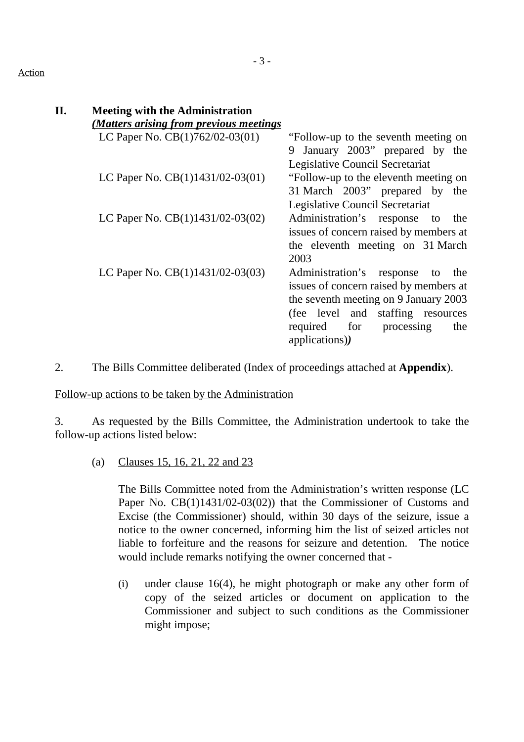Action

**II. Meeting with the Administration**
***(Matters arising from previous meetings***

| | |
|---|---|
| LC Paper No. CB(1)762/02-03(01) | "Follow-up to the seventh meeting on 9 January 2003" prepared by the Legislative Council Secretariat |
| LC Paper No. CB(1)1431/02-03(01) | "Follow-up to the eleventh meeting on 31 March 2003" prepared by the Legislative Council Secretariat |
| LC Paper No. CB(1)1431/02-03(02) | Administration's response to the issues of concern raised by members at the eleventh meeting on 31 March 2003 |
| LC Paper No. CB(1)1431/02-03(03) | Administration's response to the issues of concern raised by members at the seventh meeting on 9 January 2003 (fee level and staffing resources required for processing the applications)***)*** |

2. The Bills Committee deliberated (Index of proceedings attached at **Appendix**).

Follow-up actions to be taken by the Administration

3. As requested by the Bills Committee, the Administration undertook to take the follow-up actions listed below:

(a) Clauses 15, 16, 21, 22 and 23

The Bills Committee noted from the Administration's written response (LC Paper No. CB(1)1431/02-03(02)) that the Commissioner of Customs and Excise (the Commissioner) should, within 30 days of the seizure, issue a notice to the owner concerned, informing him the list of seized articles not liable to forfeiture and the reasons for seizure and detention. The notice would include remarks notifying the owner concerned that -

(i) under clause 16(4), he might photograph or make any other form of copy of the seized articles or document on application to the Commissioner and subject to such conditions as the Commissioner might impose;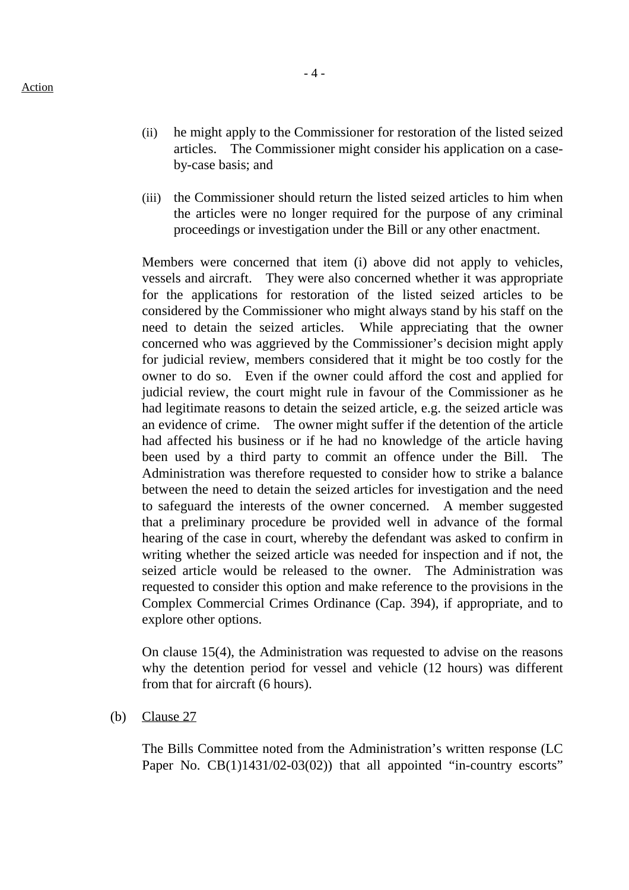Action

(ii) he might apply to the Commissioner for restoration of the listed seized articles. The Commissioner might consider his application on a case-by-case basis; and

(iii) the Commissioner should return the listed seized articles to him when the articles were no longer required for the purpose of any criminal proceedings or investigation under the Bill or any other enactment.

Members were concerned that item (i) above did not apply to vehicles, vessels and aircraft. They were also concerned whether it was appropriate for the applications for restoration of the listed seized articles to be considered by the Commissioner who might always stand by his staff on the need to detain the seized articles. While appreciating that the owner concerned who was aggrieved by the Commissioner's decision might apply for judicial review, members considered that it might be too costly for the owner to do so. Even if the owner could afford the cost and applied for judicial review, the court might rule in favour of the Commissioner as he had legitimate reasons to detain the seized article, e.g. the seized article was an evidence of crime. The owner might suffer if the detention of the article had affected his business or if he had no knowledge of the article having been used by a third party to commit an offence under the Bill. The Administration was therefore requested to consider how to strike a balance between the need to detain the seized articles for investigation and the need to safeguard the interests of the owner concerned. A member suggested that a preliminary procedure be provided well in advance of the formal hearing of the case in court, whereby the defendant was asked to confirm in writing whether the seized article was needed for inspection and if not, the seized article would be released to the owner. The Administration was requested to consider this option and make reference to the provisions in the Complex Commercial Crimes Ordinance (Cap. 394), if appropriate, and to explore other options.

On clause 15(4), the Administration was requested to advise on the reasons why the detention period for vessel and vehicle (12 hours) was different from that for aircraft (6 hours).

(b) Clause 27

The Bills Committee noted from the Administration's written response (LC Paper No. CB(1)1431/02-03(02)) that all appointed "in-country escorts"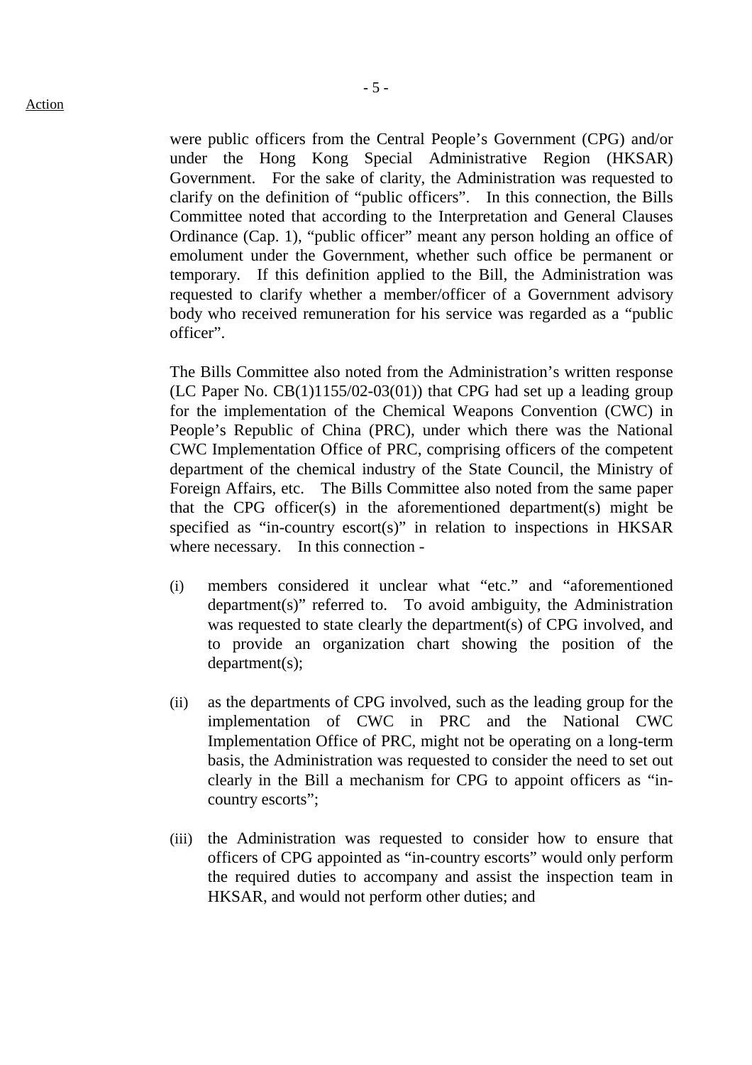were public officers from the Central People's Government (CPG) and/or under the Hong Kong Special Administrative Region (HKSAR) Government. For the sake of clarity, the Administration was requested to clarify on the definition of "public officers". In this connection, the Bills Committee noted that according to the Interpretation and General Clauses Ordinance (Cap. 1), "public officer" meant any person holding an office of emolument under the Government, whether such office be permanent or temporary. If this definition applied to the Bill, the Administration was requested to clarify whether a member/officer of a Government advisory body who received remuneration for his service was regarded as a "public officer".

The Bills Committee also noted from the Administration's written response (LC Paper No. CB(1)1155/02-03(01)) that CPG had set up a leading group for the implementation of the Chemical Weapons Convention (CWC) in People's Republic of China (PRC), under which there was the National CWC Implementation Office of PRC, comprising officers of the competent department of the chemical industry of the State Council, the Ministry of Foreign Affairs, etc. The Bills Committee also noted from the same paper that the CPG officer(s) in the aforementioned department(s) might be specified as "in-country escort(s)" in relation to inspections in HKSAR where necessary. In this connection -

(i) members considered it unclear what "etc." and "aforementioned department(s)" referred to. To avoid ambiguity, the Administration was requested to state clearly the department(s) of CPG involved, and to provide an organization chart showing the position of the department(s);

(ii) as the departments of CPG involved, such as the leading group for the implementation of CWC in PRC and the National CWC Implementation Office of PRC, might not be operating on a long-term basis, the Administration was requested to consider the need to set out clearly in the Bill a mechanism for CPG to appoint officers as "in-country escorts";

(iii) the Administration was requested to consider how to ensure that officers of CPG appointed as "in-country escorts" would only perform the required duties to accompany and assist the inspection team in HKSAR, and would not perform other duties; and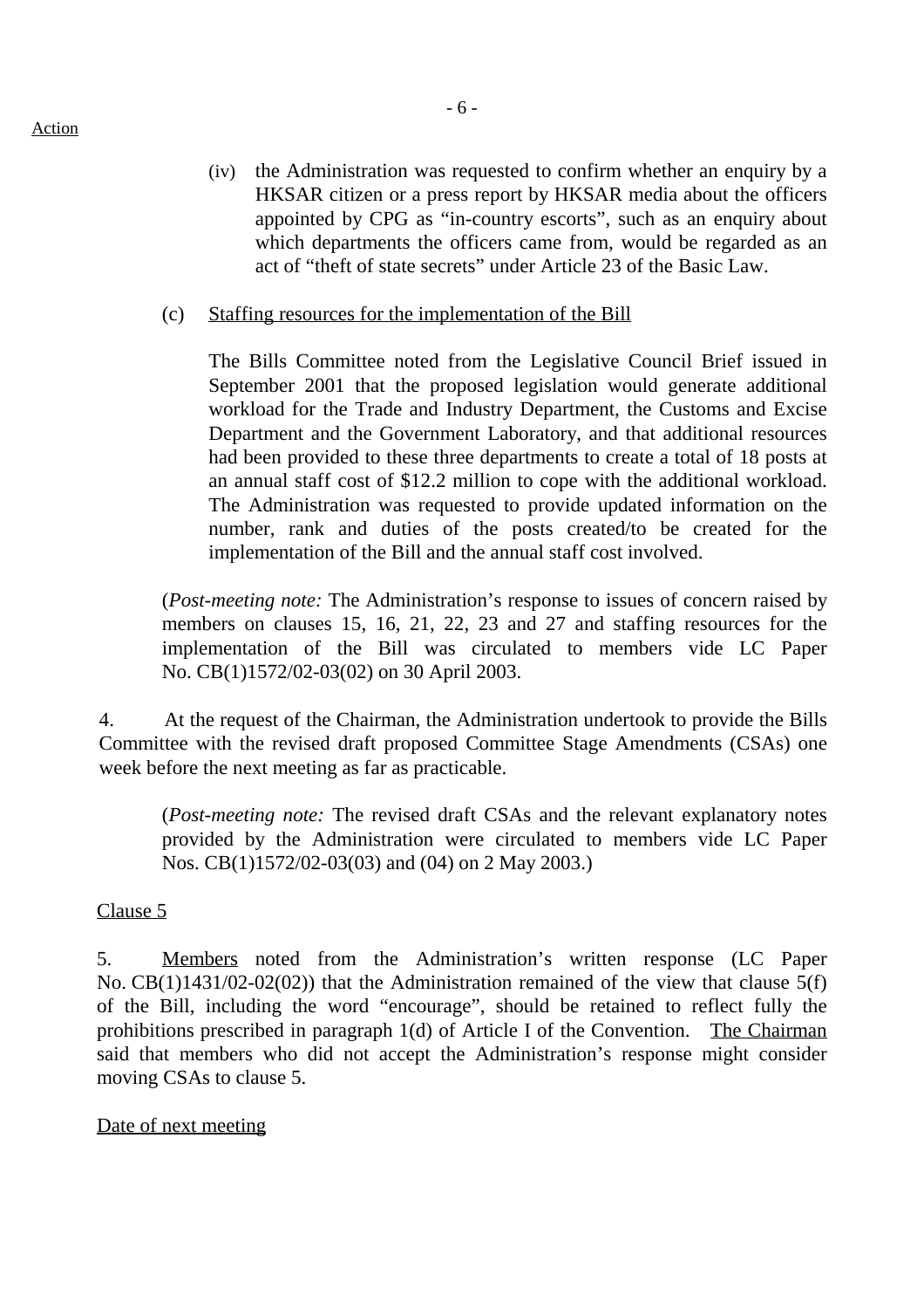Action

(iv) the Administration was requested to confirm whether an enquiry by a HKSAR citizen or a press report by HKSAR media about the officers appointed by CPG as "in-country escorts", such as an enquiry about which departments the officers came from, would be regarded as an act of "theft of state secrets" under Article 23 of the Basic Law.

(c) Staffing resources for the implementation of the Bill

The Bills Committee noted from the Legislative Council Brief issued in September 2001 that the proposed legislation would generate additional workload for the Trade and Industry Department, the Customs and Excise Department and the Government Laboratory, and that additional resources had been provided to these three departments to create a total of 18 posts at an annual staff cost of $12.2 million to cope with the additional workload. The Administration was requested to provide updated information on the number, rank and duties of the posts created/to be created for the implementation of the Bill and the annual staff cost involved.

(*Post-meeting note:* The Administration's response to issues of concern raised by members on clauses 15, 16, 21, 22, 23 and 27 and staffing resources for the implementation of the Bill was circulated to members vide LC Paper No. CB(1)1572/02-03(02) on 30 April 2003.

4. At the request of the Chairman, the Administration undertook to provide the Bills Committee with the revised draft proposed Committee Stage Amendments (CSAs) one week before the next meeting as far as practicable.

(*Post-meeting note:* The revised draft CSAs and the relevant explanatory notes provided by the Administration were circulated to members vide LC Paper Nos. CB(1)1572/02-03(03) and (04) on 2 May 2003.)

Clause 5

5. Members noted from the Administration's written response (LC Paper No. CB(1)1431/02-02(02)) that the Administration remained of the view that clause 5(f) of the Bill, including the word "encourage", should be retained to reflect fully the prohibitions prescribed in paragraph 1(d) of Article I of the Convention. The Chairman said that members who did not accept the Administration's response might consider moving CSAs to clause 5.

Date of next meeting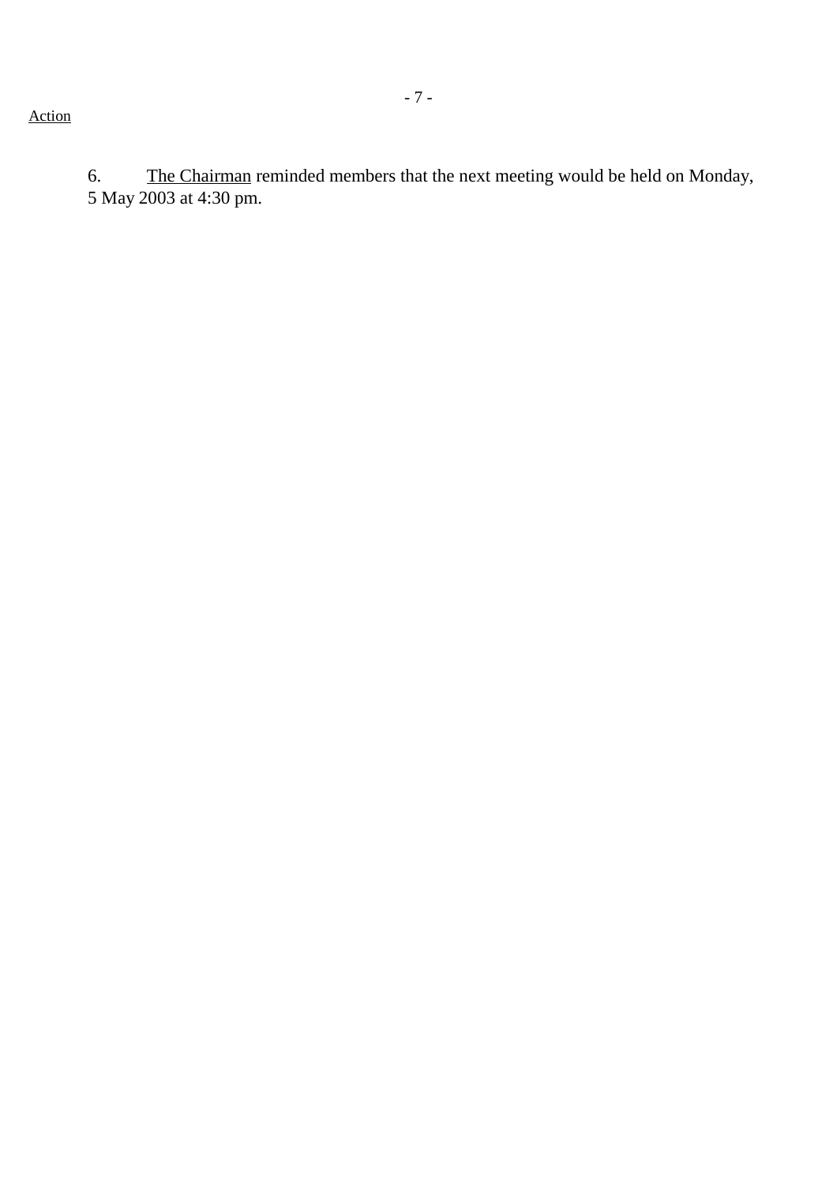Action

6. <u>The Chairman</u> reminded members that the next meeting would be held on Monday, 5 May 2003 at 4:30 pm.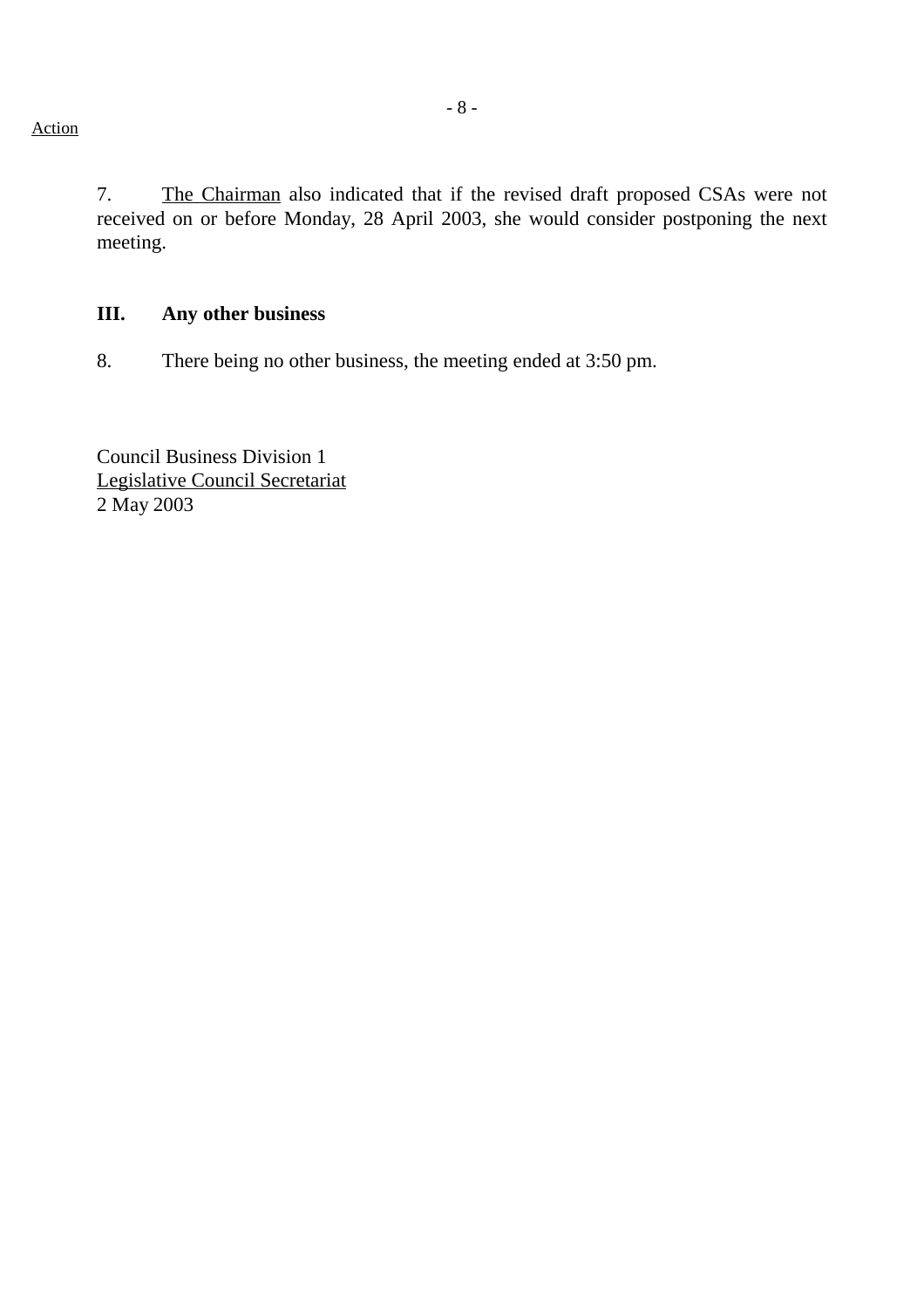Action

7. The Chairman also indicated that if the revised draft proposed CSAs were not received on or before Monday, 28 April 2003, she would consider postponing the next meeting.

## III. Any other business

8. There being no other business, the meeting ended at 3:50 pm.

Council Business Division 1
Legislative Council Secretariat
2 May 2003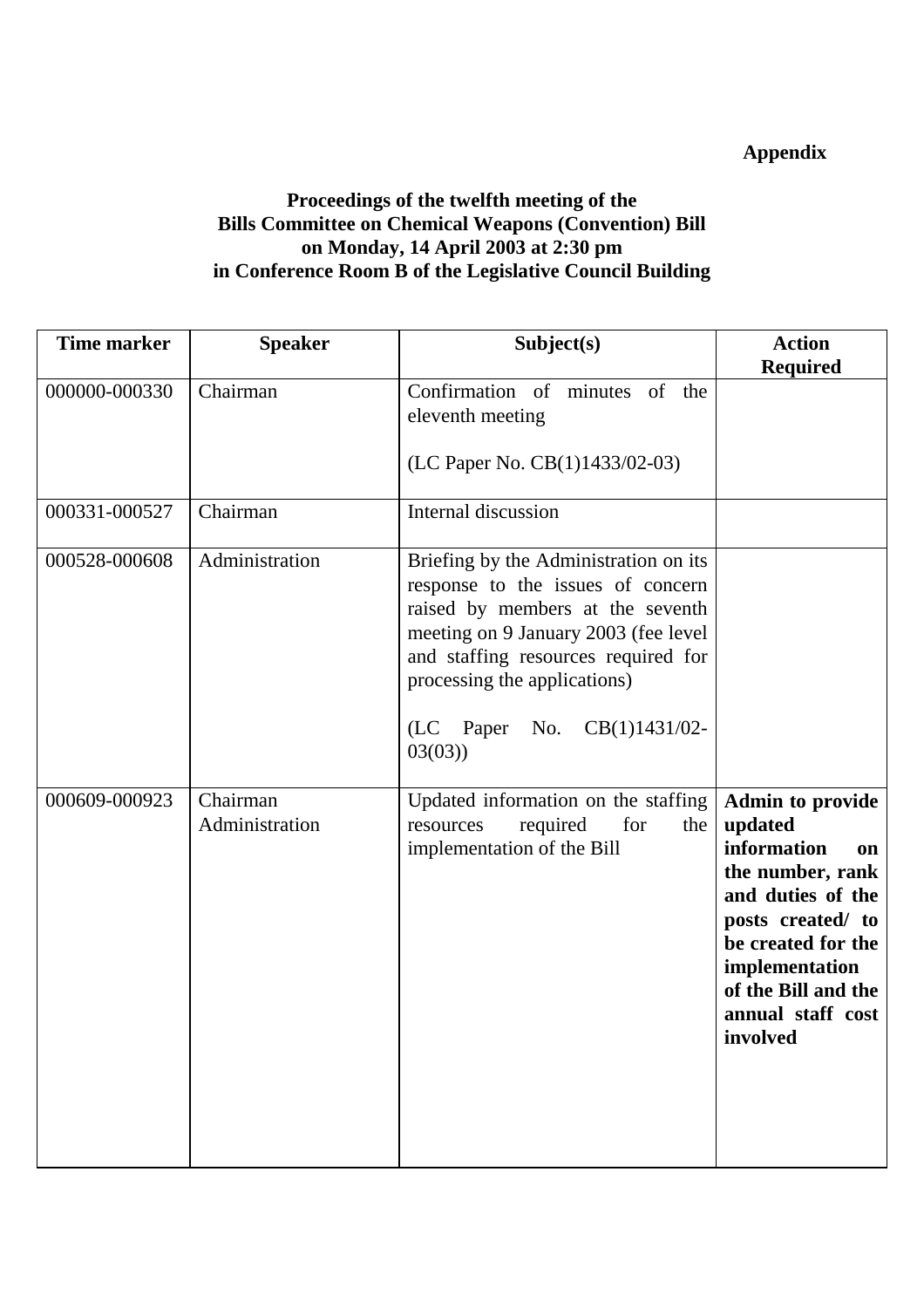**Appendix**

**Proceedings of the twelfth meeting of the**
**Bills Committee on Chemical Weapons (Convention) Bill**
**on Monday, 14 April 2003 at 2:30 pm**
**in Conference Room B of the Legislative Council Building**

| Time marker | Speaker | Subject(s) | Action Required |
|---|---|---|---|
| 000000-000330 | Chairman | Confirmation of minutes of the eleventh meeting<br><br>(LC Paper No. CB(1)1433/02-03) | |
| 000331-000527 | Chairman | Internal discussion | |
| 000528-000608 | Administration | Briefing by the Administration on its response to the issues of concern raised by members at the seventh meeting on 9 January 2003 (fee level and staffing resources required for processing the applications)<br><br>(LC Paper No. CB(1)1431/02-03(03)) | |
| 000609-000923 | Chairman<br>Administration | Updated information on the staffing resources required for the implementation of the Bill | **Admin to provide updated information on the number, rank and duties of the posts created/ to be created for the implementation of the Bill and the annual staff cost involved** |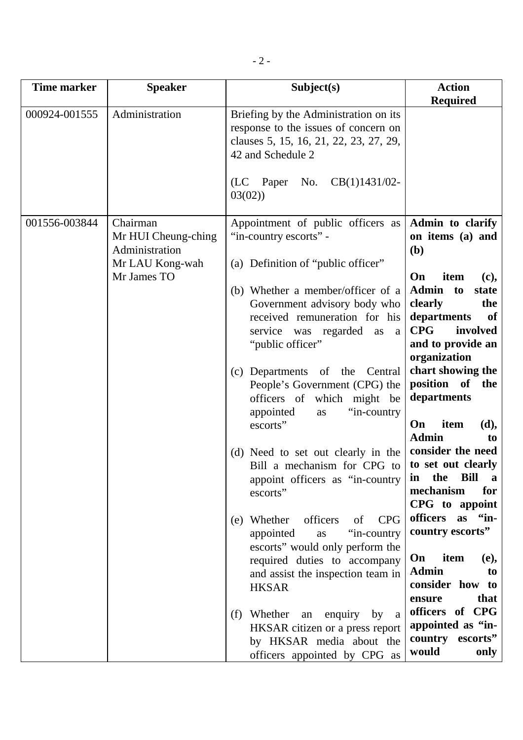| Time marker | Speaker | Subject(s) | Action Required |
|---|---|---|---|
| 000924-001555 | Administration | Briefing by the Administration on its response to the issues of concern on clauses 5, 15, 16, 21, 22, 23, 27, 29, 42 and Schedule 2<br><br>(LC Paper No. CB(1)1431/02-03(02)) | |
| 001556-003844 | Chairman<br>Mr HUI Cheung-ching<br>Administration<br>Mr LAU Kong-wah<br>Mr James TO | Appointment of public officers as "in-country escorts" -<br><br>(a) Definition of "public officer"<br><br>(b) Whether a member/officer of a Government advisory body who received remuneration for his service was regarded as a "public officer"<br><br>(c) Departments of the Central People's Government (CPG) the officers of which might be appointed as "in-country escorts"<br><br>(d) Need to set out clearly in the Bill a mechanism for CPG to appoint officers as "in-country escorts"<br><br>(e) Whether officers of CPG appointed as "in-country escorts" would only perform the required duties to accompany and assist the inspection team in HKSAR<br><br>(f) Whether an enquiry by a HKSAR citizen or a press report by HKSAR media about the officers appointed by CPG as | **Admin to clarify on items (a) and (b)**<br><br>**On item (c), Admin to state clearly the departments of CPG involved and to provide an organization chart showing the position of the departments**<br><br>**On item (d), Admin to consider the need to set out clearly in the Bill a mechanism for CPG to appoint officers as "in-country escorts"**<br><br>**On item (e), Admin to consider how to ensure that officers of CPG appointed as "in-country escorts" would only** |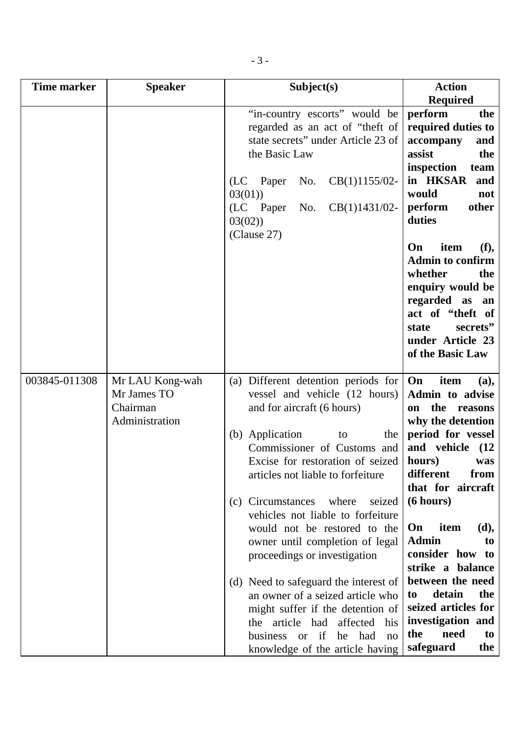| Time marker | Speaker | Subject(s) | Action Required |
|---|---|---|---|
| | | "in-country escorts" would be regarded as an act of "theft of state secrets" under Article 23 of the Basic Law<br><br>(LC Paper No. CB(1)1155/02-03(01))<br>(LC Paper No. CB(1)1431/02-03(02))<br>(Clause 27) | **perform the required duties to accompany and assist the inspection team in HKSAR and would not perform other duties**<br><br>**On item (f), Admin to confirm whether the enquiry would be regarded as an act of "theft of state secrets" under Article 23 of the Basic Law** |
| 003845-011308 | Mr LAU Kong-wah<br>Mr James TO<br>Chairman<br>Administration | (a) Different detention periods for vessel and vehicle (12 hours) and for aircraft (6 hours)<br><br>(b) Application to the Commissioner of Customs and Excise for restoration of seized articles not liable to forfeiture<br><br>(c) Circumstances where seized vehicles not liable to forfeiture would not be restored to the owner until completion of legal proceedings or investigation<br><br>(d) Need to safeguard the interest of an owner of a seized article who might suffer if the detention of the article had affected his business or if he had no knowledge of the article having | **On item (a), Admin to advise on the reasons why the detention period for vessel and vehicle (12 hours) was different from that for aircraft (6 hours)**<br><br>**On item (d), Admin to consider how to strike a balance between the need to detain the seized articles for investigation and the need to safeguard the** |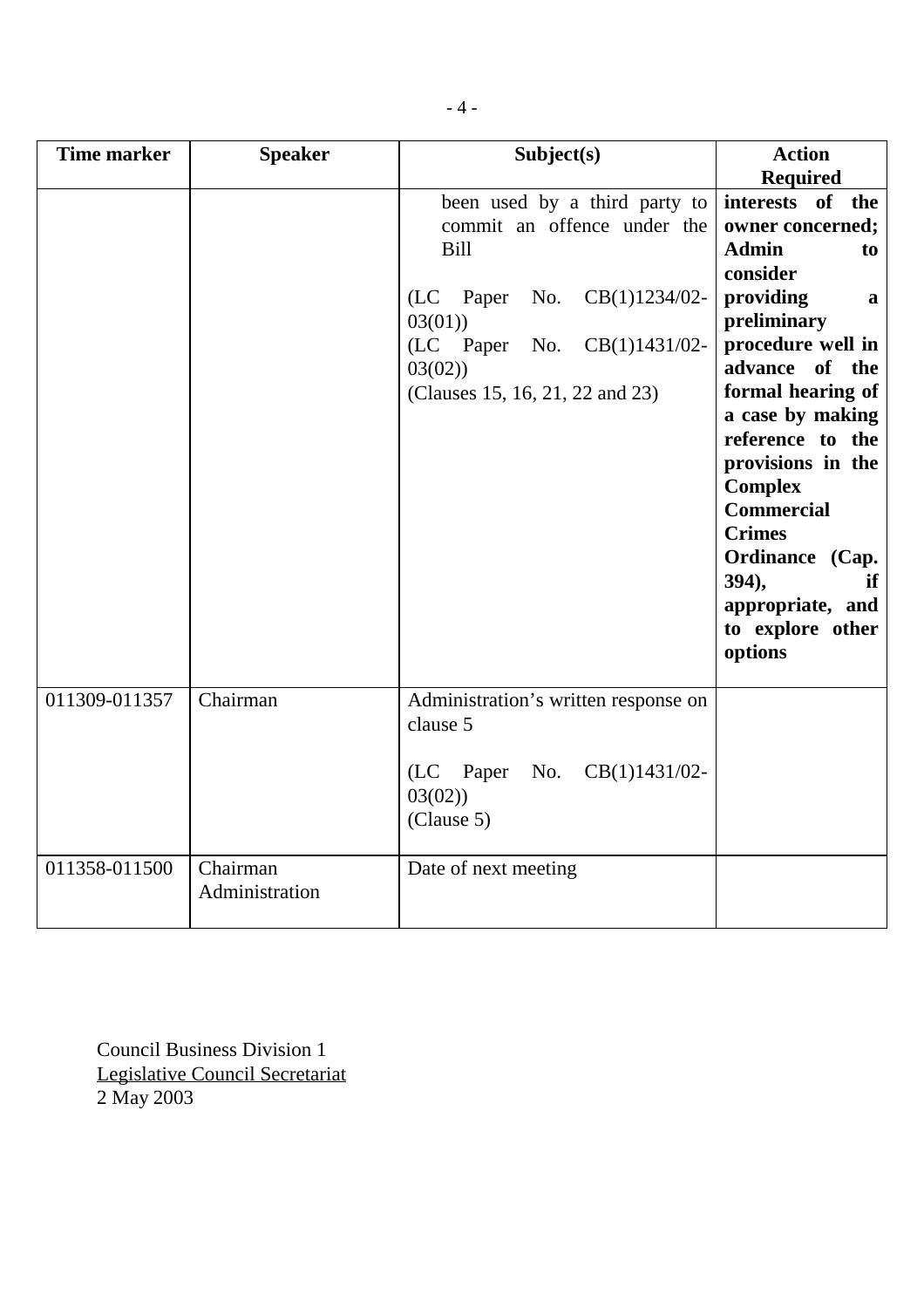| Time marker | Speaker | Subject(s) | Action Required |
| --- | --- | --- | --- |
| | | been used by a third party to commit an offence under the Bill<br><br>(LC Paper No. CB(1)1234/02-03(01))<br>(LC Paper No. CB(1)1431/02-03(02))<br>(Clauses 15, 16, 21, 22 and 23) | **interests of the owner concerned; Admin to consider providing a preliminary procedure well in advance of the formal hearing of a case by making reference to the provisions in the Complex Commercial Crimes Ordinance (Cap. 394), if appropriate, and to explore other options** |
| 011309-011357 | Chairman | Administration's written response on clause 5<br><br>(LC Paper No. CB(1)1431/02-03(02))<br>(Clause 5) | |
| 011358-011500 | Chairman<br>Administration | Date of next meeting | |

Council Business Division 1
Legislative Council Secretariat
2 May 2003